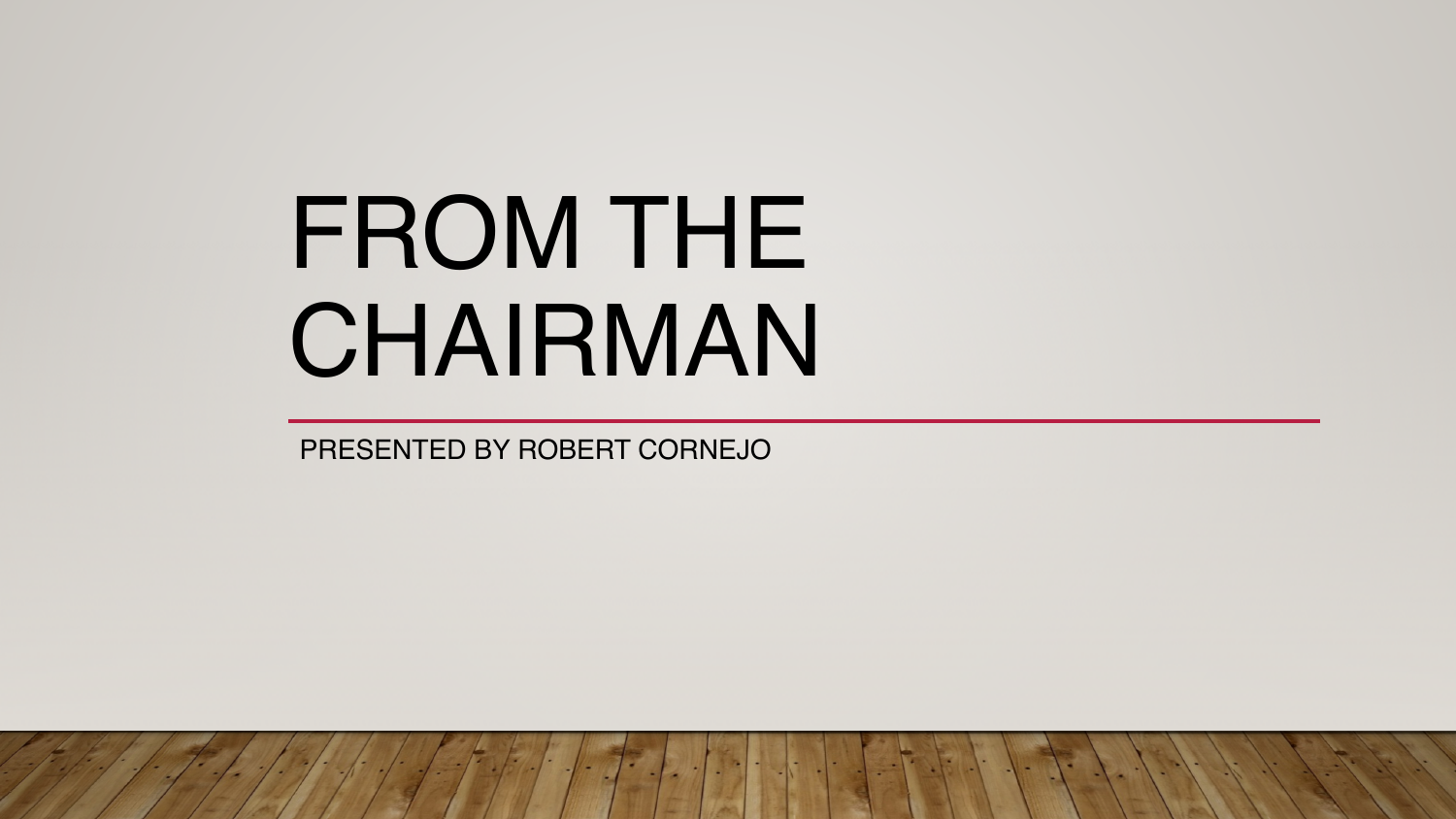# FROM THE CHAIRMAN

PRESENTED BY ROBERT CORNEJO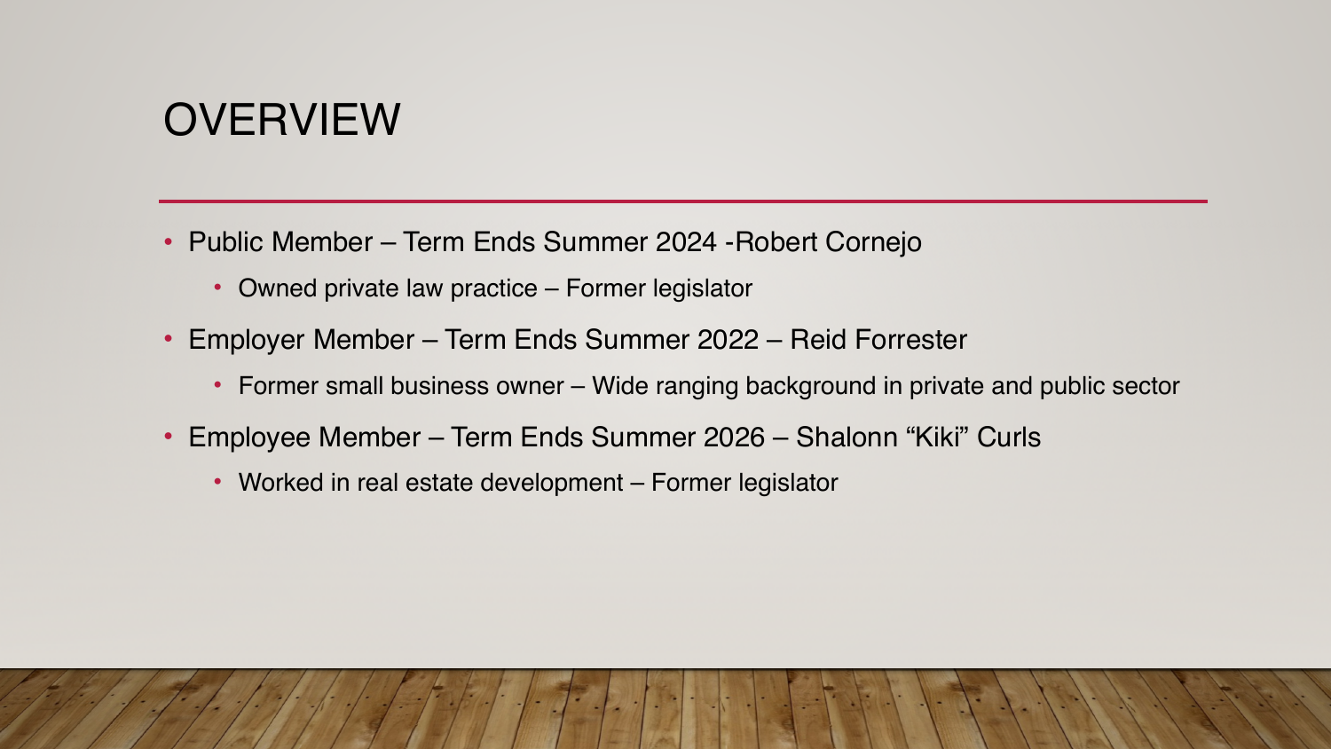# OVERVIEW

- Public Member – Term Ends Summer 2024 -Robert Cornejo
  - Owned private law practice – Former legislator
- Employer Member – Term Ends Summer 2022 – Reid Forrester
  - Former small business owner – Wide ranging background in private and public sector
- Employee Member – Term Ends Summer 2026 – Shalonn "Kiki" Curls
  - Worked in real estate development – Former legislator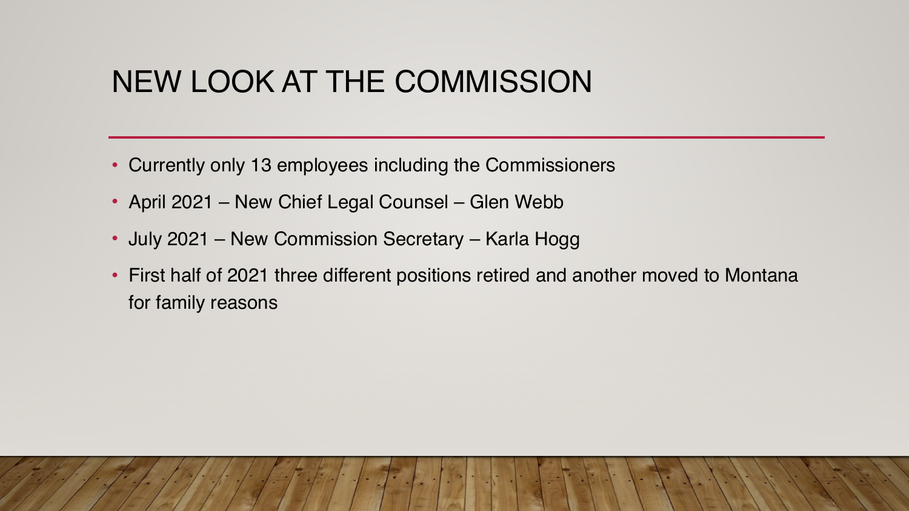# NEW LOOK AT THE COMMISSION

- Currently only 13 employees including the Commissioners
- April 2021 – New Chief Legal Counsel – Glen Webb
- July 2021 – New Commission Secretary – Karla Hogg
- First half of 2021 three different positions retired and another moved to Montana for family reasons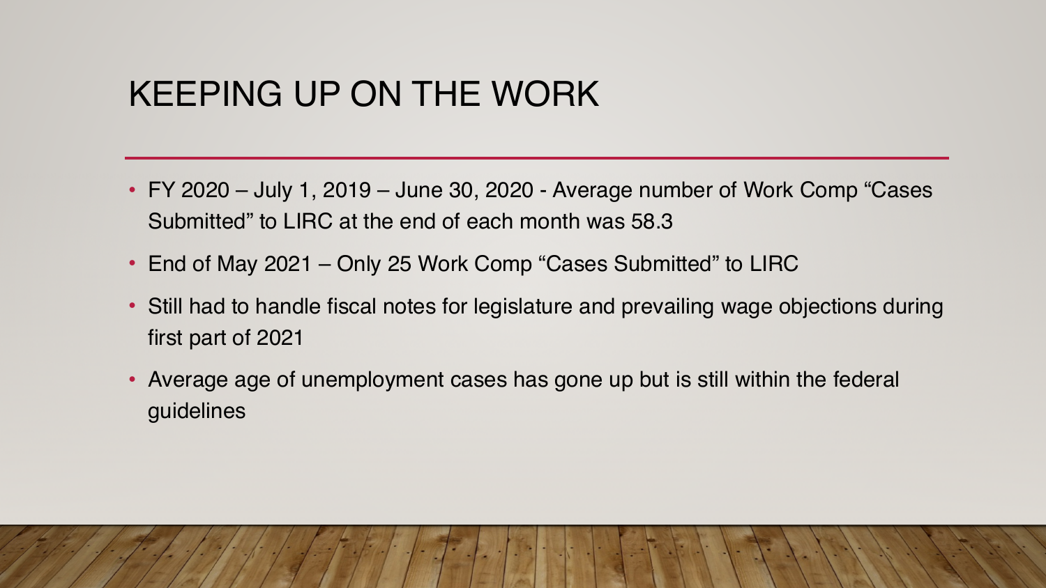# KEEPING UP ON THE WORK

- FY 2020 – July 1, 2019 – June 30, 2020 - Average number of Work Comp "Cases Submitted" to LIRC at the end of each month was 58.3
- End of May 2021 – Only 25 Work Comp "Cases Submitted" to LIRC
- Still had to handle fiscal notes for legislature and prevailing wage objections during first part of 2021
- Average age of unemployment cases has gone up but is still within the federal guidelines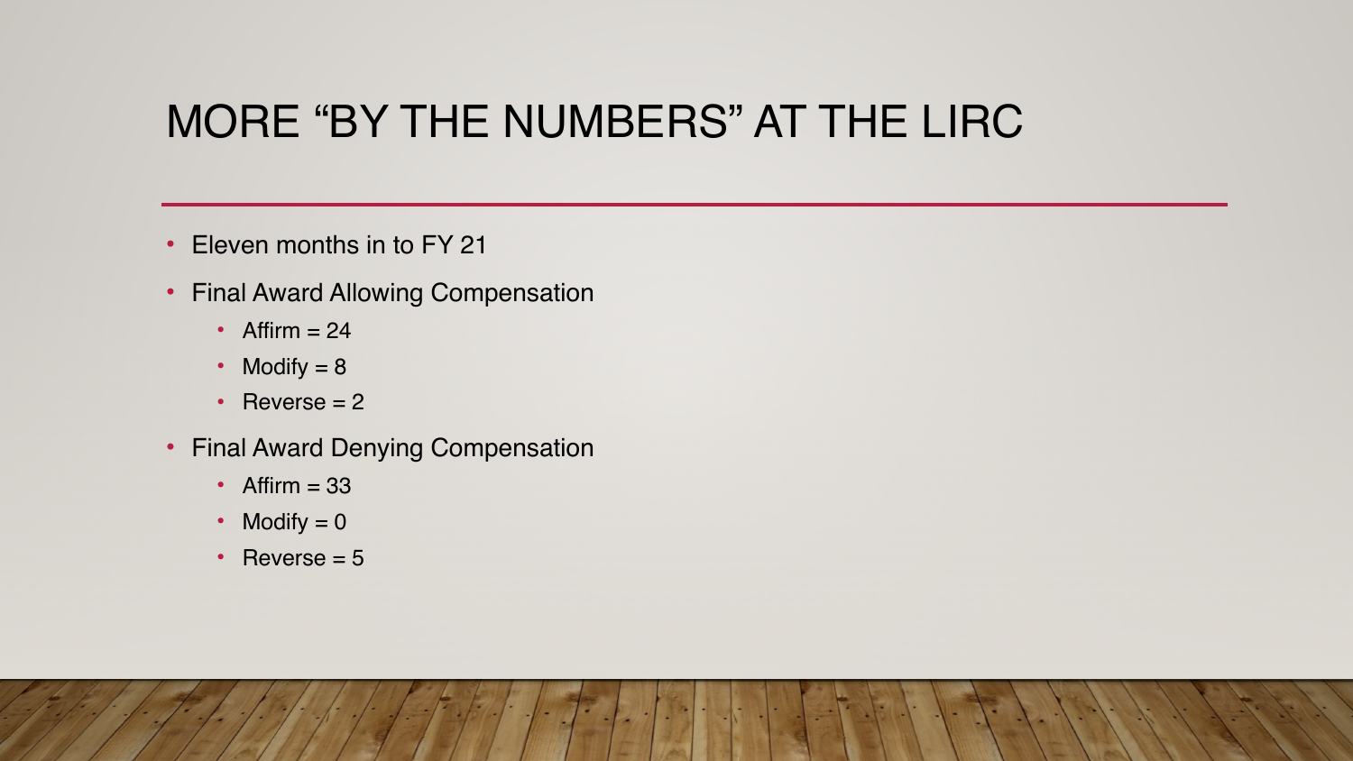# MORE "BY THE NUMBERS" AT THE LIRC

- Eleven months in to FY 21
- Final Award Allowing Compensation
  - Affirm = 24
  - Modify = 8
  - Reverse = 2
- Final Award Denying Compensation
  - Affirm = 33
  - Modify = 0
  - Reverse = 5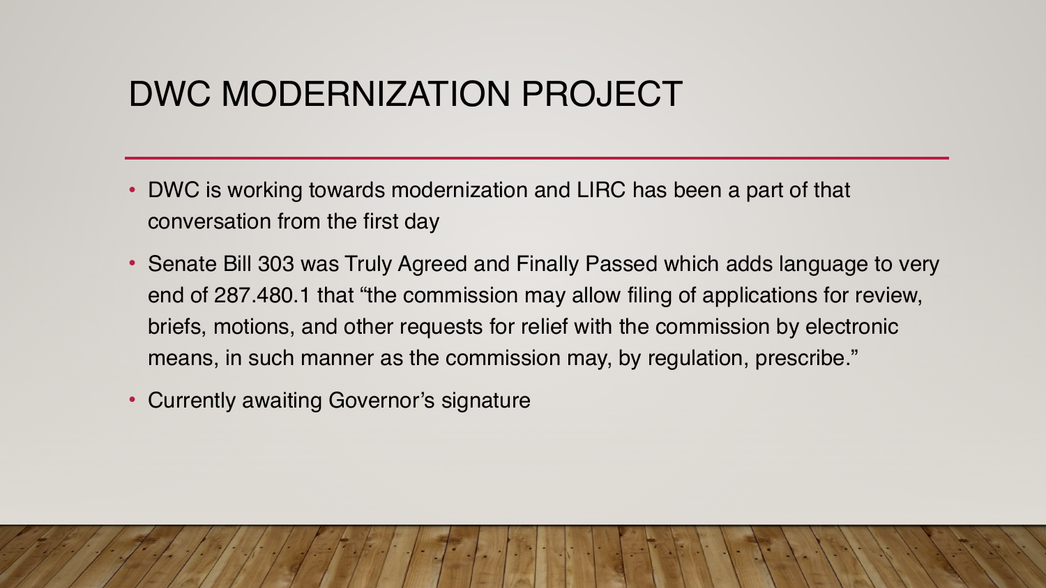# DWC MODERNIZATION PROJECT

- DWC is working towards modernization and LIRC has been a part of that conversation from the first day
- Senate Bill 303 was Truly Agreed and Finally Passed which adds language to very end of 287.480.1 that "the commission may allow filing of applications for review, briefs, motions, and other requests for relief with the commission by electronic means, in such manner as the commission may, by regulation, prescribe."
- Currently awaiting Governor's signature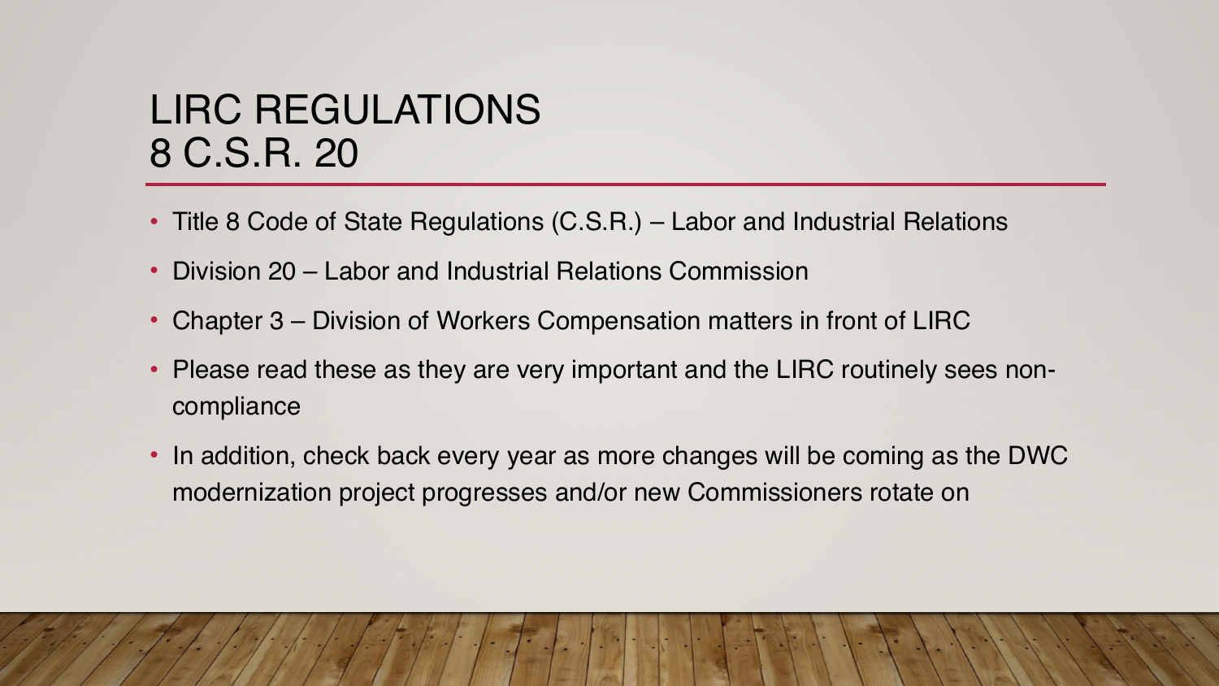# LIRC REGULATIONS 8 C.S.R. 20

- Title 8 Code of State Regulations (C.S.R.) – Labor and Industrial Relations
- Division 20 – Labor and Industrial Relations Commission
- Chapter 3 – Division of Workers Compensation matters in front of LIRC
- Please read these as they are very important and the LIRC routinely sees non-compliance
- In addition, check back every year as more changes will be coming as the DWC modernization project progresses and/or new Commissioners rotate on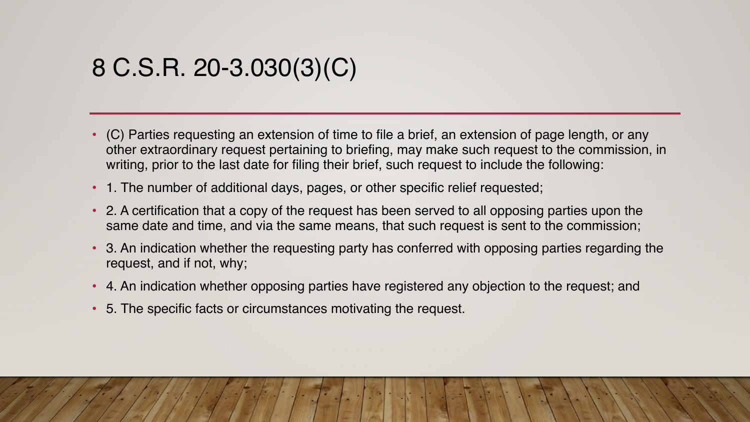# 8 C.S.R. 20-3.030(3)(C)

- (C) Parties requesting an extension of time to file a brief, an extension of page length, or any other extraordinary request pertaining to briefing, may make such request to the commission, in writing, prior to the last date for filing their brief, such request to include the following:
- 1. The number of additional days, pages, or other specific relief requested;
- 2. A certification that a copy of the request has been served to all opposing parties upon the same date and time, and via the same means, that such request is sent to the commission;
- 3. An indication whether the requesting party has conferred with opposing parties regarding the request, and if not, why;
- 4. An indication whether opposing parties have registered any objection to the request; and
- 5. The specific facts or circumstances motivating the request.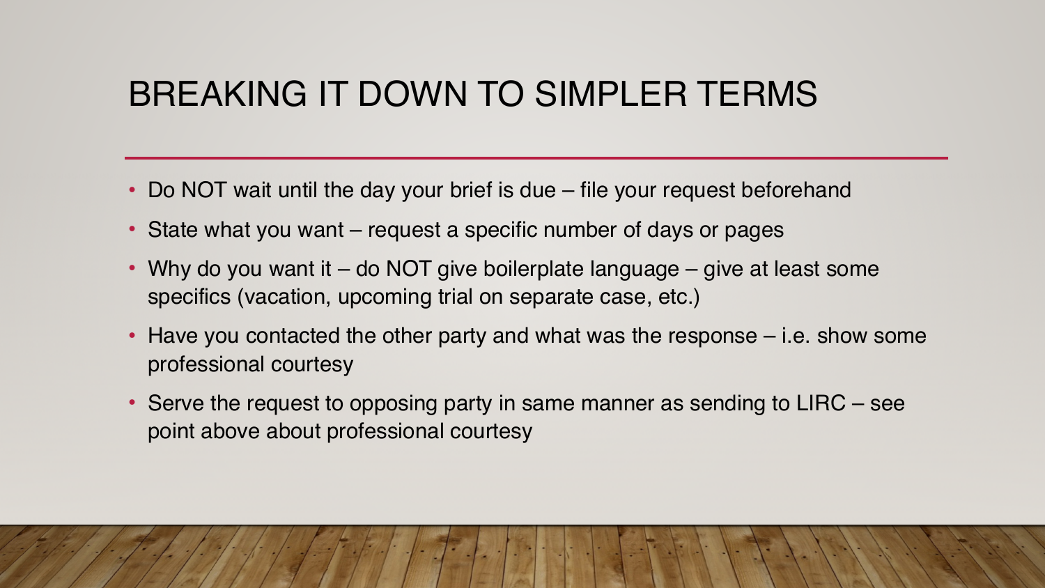# BREAKING IT DOWN TO SIMPLER TERMS

- Do NOT wait until the day your brief is due – file your request beforehand
- State what you want – request a specific number of days or pages
- Why do you want it – do NOT give boilerplate language – give at least some specifics (vacation, upcoming trial on separate case, etc.)
- Have you contacted the other party and what was the response – i.e. show some professional courtesy
- Serve the request to opposing party in same manner as sending to LIRC – see point above about professional courtesy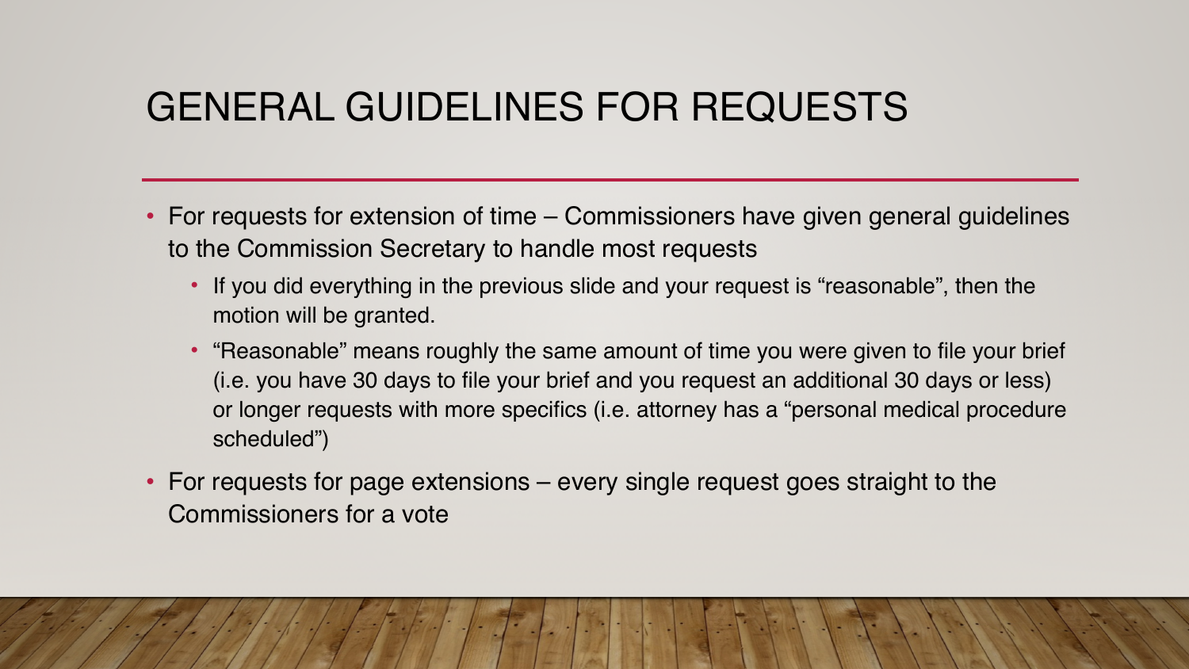# GENERAL GUIDELINES FOR REQUESTS

- For requests for extension of time – Commissioners have given general guidelines to the Commission Secretary to handle most requests
  - If you did everything in the previous slide and your request is "reasonable", then the motion will be granted.
  - "Reasonable" means roughly the same amount of time you were given to file your brief (i.e. you have 30 days to file your brief and you request an additional 30 days or less) or longer requests with more specifics (i.e. attorney has a "personal medical procedure scheduled")
- For requests for page extensions – every single request goes straight to the Commissioners for a vote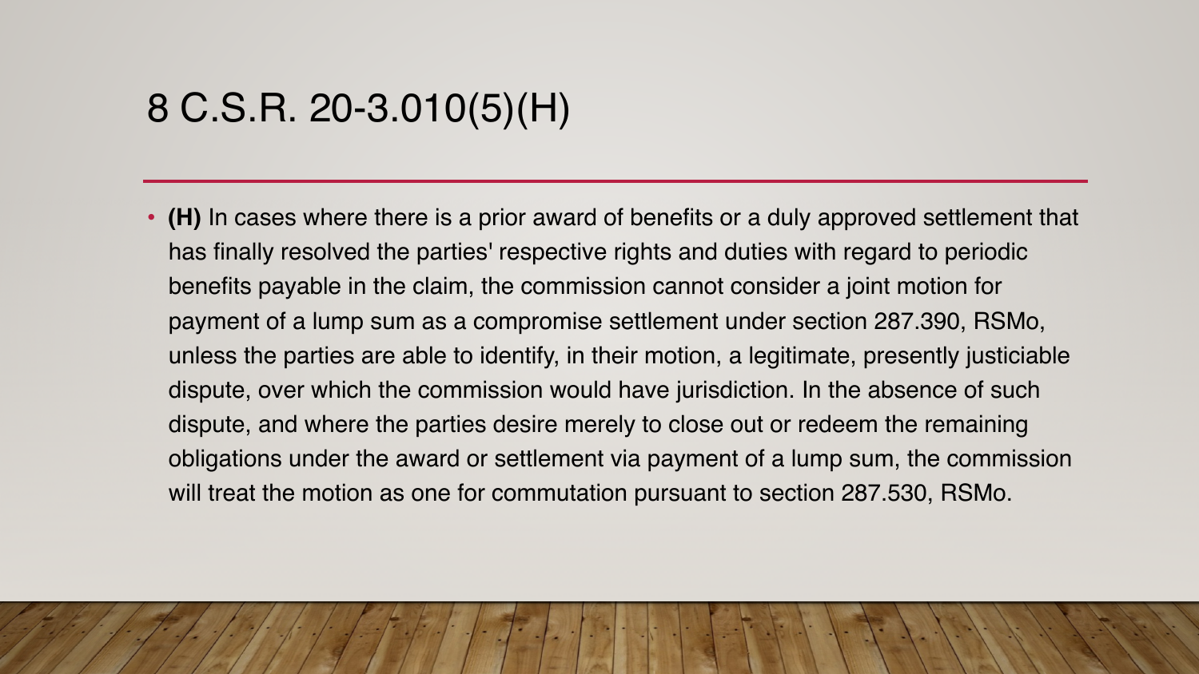# 8 C.S.R. 20-3.010(5)(H)

- **(H)** In cases where there is a prior award of benefits or a duly approved settlement that has finally resolved the parties' respective rights and duties with regard to periodic benefits payable in the claim, the commission cannot consider a joint motion for payment of a lump sum as a compromise settlement under section 287.390, RSMo, unless the parties are able to identify, in their motion, a legitimate, presently justiciable dispute, over which the commission would have jurisdiction. In the absence of such dispute, and where the parties desire merely to close out or redeem the remaining obligations under the award or settlement via payment of a lump sum, the commission will treat the motion as one for commutation pursuant to section 287.530, RSMo.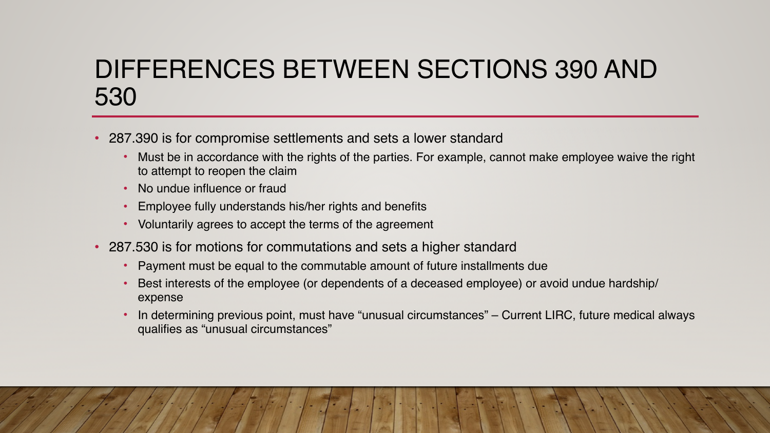# DIFFERENCES BETWEEN SECTIONS 390 AND 530

- 287.390 is for compromise settlements and sets a lower standard
  - Must be in accordance with the rights of the parties. For example, cannot make employee waive the right to attempt to reopen the claim
  - No undue influence or fraud
  - Employee fully understands his/her rights and benefits
  - Voluntarily agrees to accept the terms of the agreement
- 287.530 is for motions for commutations and sets a higher standard
  - Payment must be equal to the commutable amount of future installments due
  - Best interests of the employee (or dependents of a deceased employee) or avoid undue hardship/ expense
  - In determining previous point, must have "unusual circumstances" – Current LIRC, future medical always qualifies as "unusual circumstances"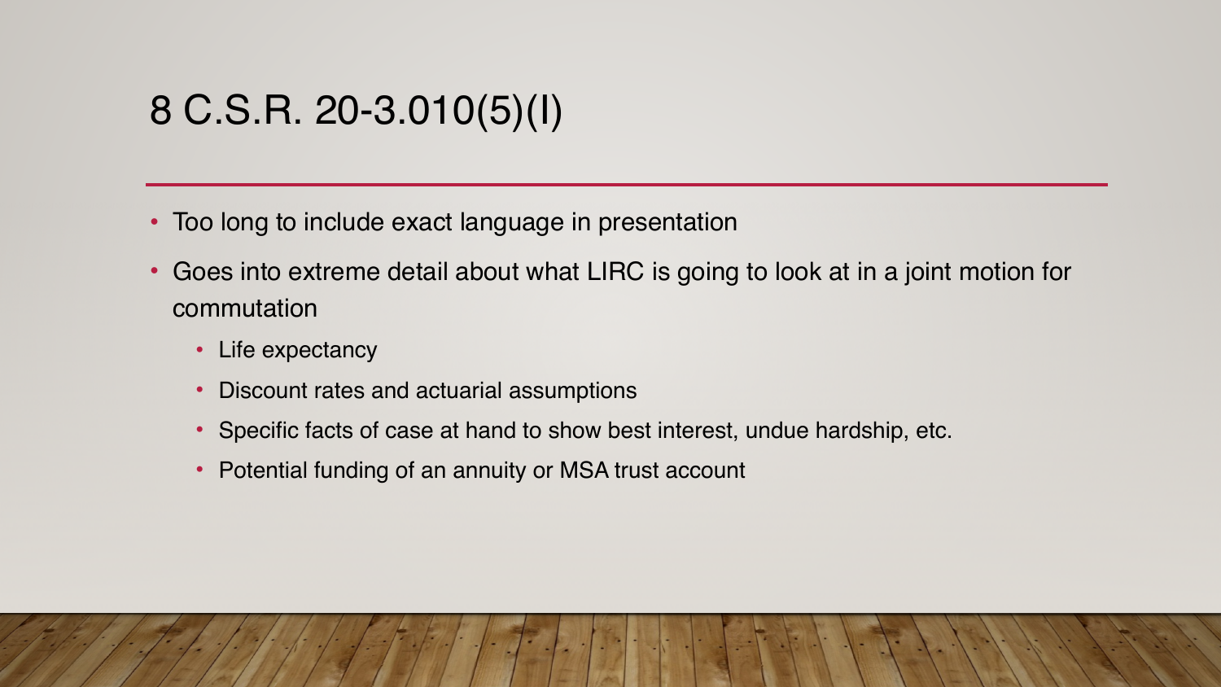# 8 C.S.R. 20-3.010(5)(I)

- Too long to include exact language in presentation
- Goes into extreme detail about what LIRC is going to look at in a joint motion for commutation
  - Life expectancy
  - Discount rates and actuarial assumptions
  - Specific facts of case at hand to show best interest, undue hardship, etc.
  - Potential funding of an annuity or MSA trust account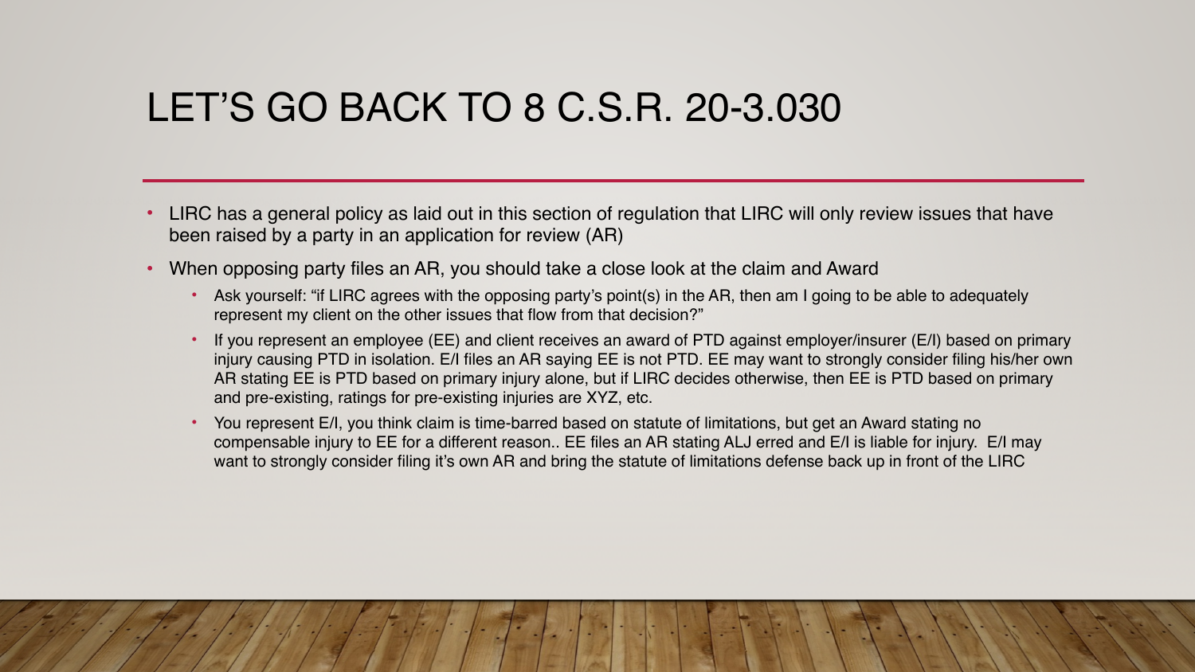# LET'S GO BACK TO 8 C.S.R. 20-3.030

- LIRC has a general policy as laid out in this section of regulation that LIRC will only review issues that have been raised by a party in an application for review (AR)
- When opposing party files an AR, you should take a close look at the claim and Award
  - Ask yourself: "if LIRC agrees with the opposing party's point(s) in the AR, then am I going to be able to adequately represent my client on the other issues that flow from that decision?"
  - If you represent an employee (EE) and client receives an award of PTD against employer/insurer (E/I) based on primary injury causing PTD in isolation. E/I files an AR saying EE is not PTD. EE may want to strongly consider filing his/her own AR stating EE is PTD based on primary injury alone, but if LIRC decides otherwise, then EE is PTD based on primary and pre-existing, ratings for pre-existing injuries are XYZ, etc.
  - You represent E/I, you think claim is time-barred based on statute of limitations, but get an Award stating no compensable injury to EE for a different reason.. EE files an AR stating ALJ erred and E/I is liable for injury. E/I may want to strongly consider filing it's own AR and bring the statute of limitations defense back up in front of the LIRC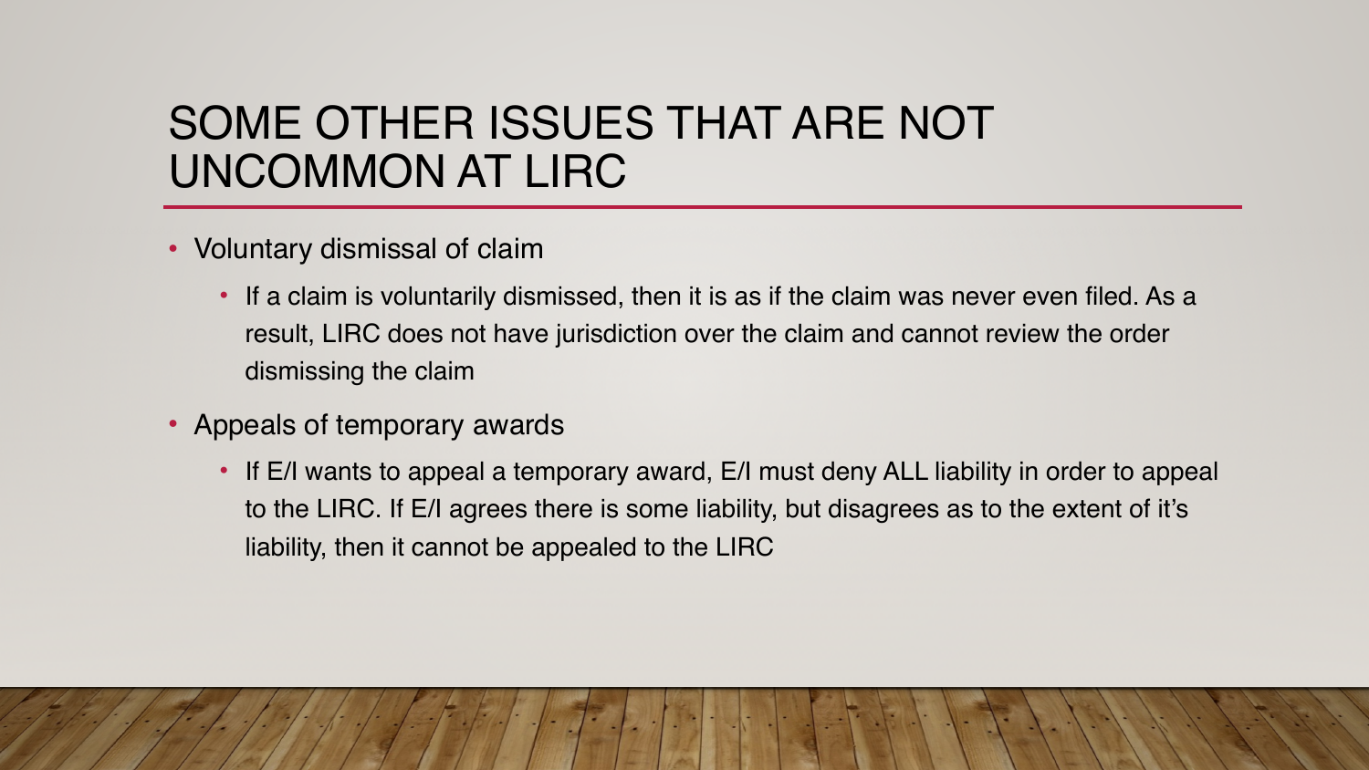# SOME OTHER ISSUES THAT ARE NOT UNCOMMON AT LIRC

- Voluntary dismissal of claim
  - If a claim is voluntarily dismissed, then it is as if the claim was never even filed. As a result, LIRC does not have jurisdiction over the claim and cannot review the order dismissing the claim
- Appeals of temporary awards
  - If E/I wants to appeal a temporary award, E/I must deny ALL liability in order to appeal to the LIRC. If E/I agrees there is some liability, but disagrees as to the extent of it's liability, then it cannot be appealed to the LIRC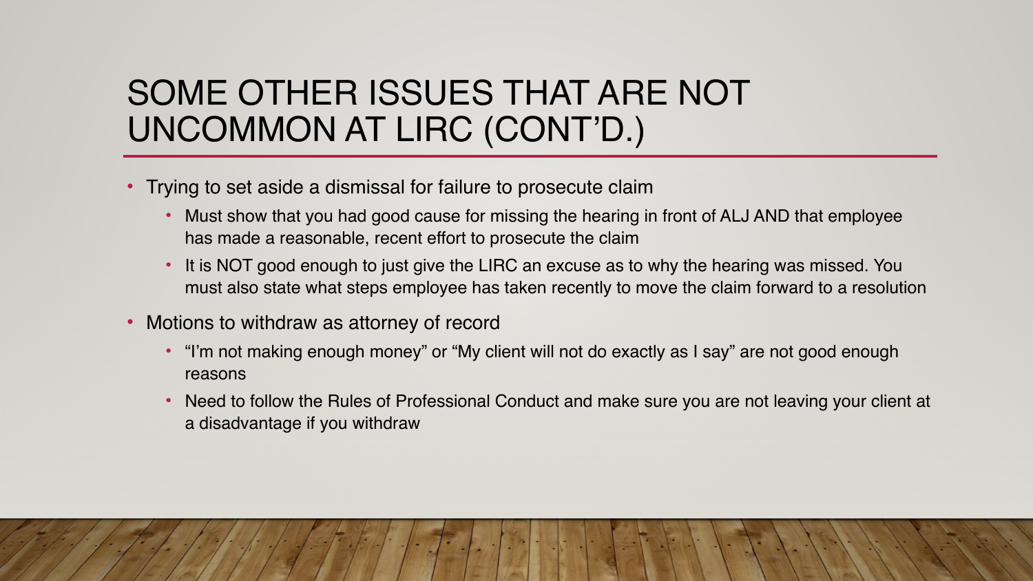# SOME OTHER ISSUES THAT ARE NOT UNCOMMON AT LIRC (CONT'D.)

- Trying to set aside a dismissal for failure to prosecute claim
  - Must show that you had good cause for missing the hearing in front of ALJ AND that employee has made a reasonable, recent effort to prosecute the claim
  - It is NOT good enough to just give the LIRC an excuse as to why the hearing was missed. You must also state what steps employee has taken recently to move the claim forward to a resolution
- Motions to withdraw as attorney of record
  - "I'm not making enough money" or "My client will not do exactly as I say" are not good enough reasons
  - Need to follow the Rules of Professional Conduct and make sure you are not leaving your client at a disadvantage if you withdraw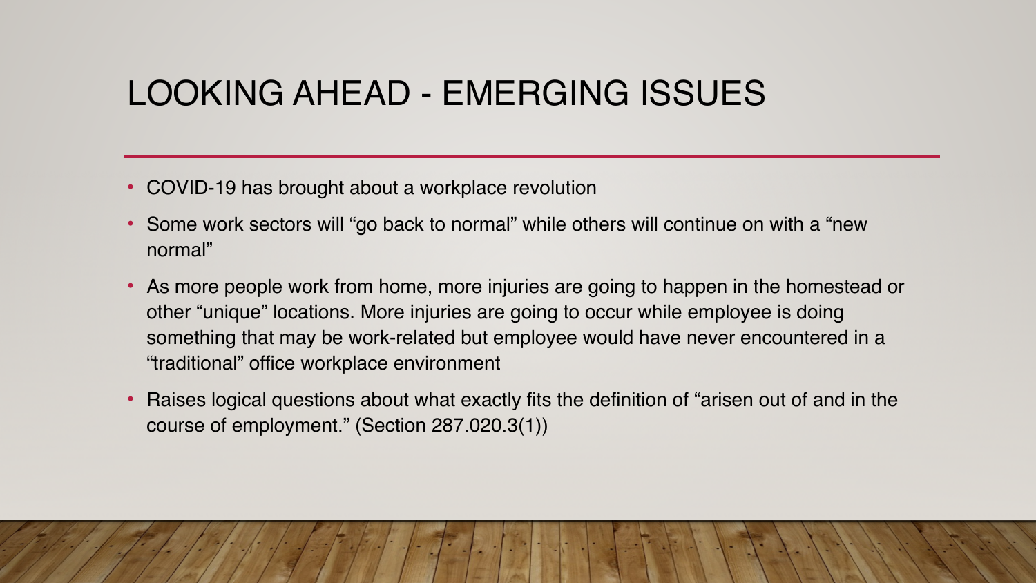# LOOKING AHEAD - EMERGING ISSUES

- COVID-19 has brought about a workplace revolution
- Some work sectors will "go back to normal" while others will continue on with a "new normal"
- As more people work from home, more injuries are going to happen in the homestead or other "unique" locations. More injuries are going to occur while employee is doing something that may be work-related but employee would have never encountered in a "traditional" office workplace environment
- Raises logical questions about what exactly fits the definition of "arisen out of and in the course of employment." (Section 287.020.3(1))